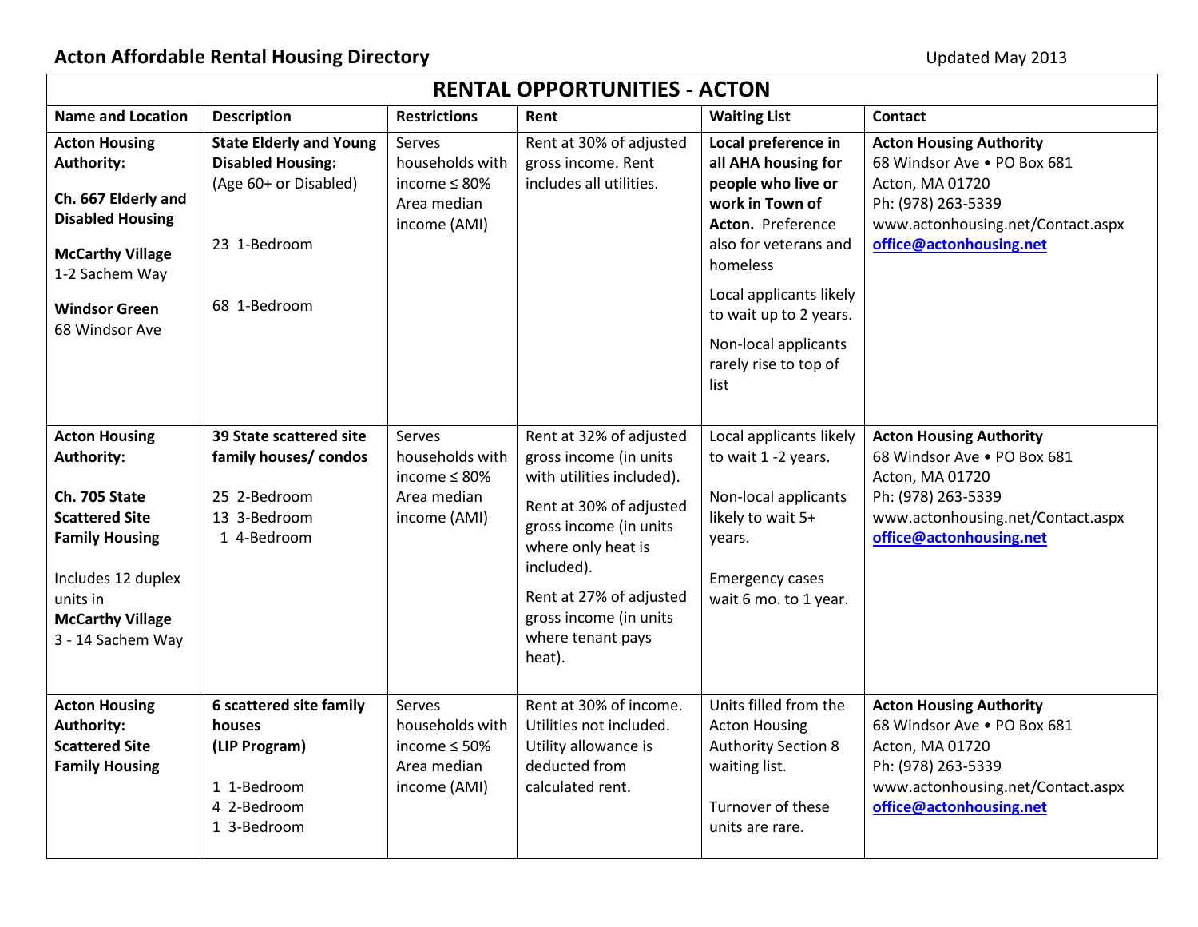# Acton Affordable Rental Housing Directory

Updated May 2013

## RENTAL OPPORTUNITIES - ACTON

| Name and Location | Description | Restrictions | Rent | Waiting List | Contact |
|---|---|---|---|---|---|
| **Acton Housing Authority:**<br><br>**Ch. 667 Elderly and Disabled Housing**<br><br>**McCarthy Village**<br>1-2 Sachem Way<br><br>**Windsor Green**<br>68 Windsor Ave | **State Elderly and Young Disabled Housing:** (Age 60+ or Disabled)<br><br>23 1-Bedroom<br><br>68 1-Bedroom | Serves households with income ≤ 80% Area median income (AMI) | Rent at 30% of adjusted gross income. Rent includes all utilities. | **Local preference in all AHA housing for people who live or work in Town of Acton.** Preference also for veterans and homeless<br><br>Local applicants likely to wait up to 2 years.<br><br>Non-local applicants rarely rise to top of list | **Acton Housing Authority**<br>68 Windsor Ave • PO Box 681<br>Acton, MA 01720<br>Ph: (978) 263-5339<br>www.actonhousing.net/Contact.aspx<br>office@actonhousing.net |
| **Acton Housing Authority:**<br><br>**Ch. 705 State Scattered Site Family Housing**<br><br>Includes 12 duplex units in **McCarthy Village**<br>3 - 14 Sachem Way | **39 State scattered site family houses/ condos**<br><br>25 2-Bedroom<br>13 3-Bedroom<br>1 4-Bedroom | Serves households with income ≤ 80% Area median income (AMI) | Rent at 32% of adjusted gross income (in units with utilities included).<br><br>Rent at 30% of adjusted gross income (in units where only heat is included).<br><br>Rent at 27% of adjusted gross income (in units where tenant pays heat). | Local applicants likely to wait 1 -2 years.<br><br>Non-local applicants likely to wait 5+ years.<br><br>Emergency cases wait 6 mo. to 1 year. | **Acton Housing Authority**<br>68 Windsor Ave • PO Box 681<br>Acton, MA 01720<br>Ph: (978) 263-5339<br>www.actonhousing.net/Contact.aspx<br>office@actonhousing.net |
| **Acton Housing Authority: Scattered Site Family Housing** | **6 scattered site family houses (LIP Program)**<br><br>1 1-Bedroom<br>4 2-Bedroom<br>1 3-Bedroom | Serves households with income ≤ 50% Area median income (AMI) | Rent at 30% of income. Utilities not included. Utility allowance is deducted from calculated rent. | Units filled from the Acton Housing Authority Section 8 waiting list.<br><br>Turnover of these units are rare. | **Acton Housing Authority**<br>68 Windsor Ave • PO Box 681<br>Acton, MA 01720<br>Ph: (978) 263-5339<br>www.actonhousing.net/Contact.aspx<br>office@actonhousing.net |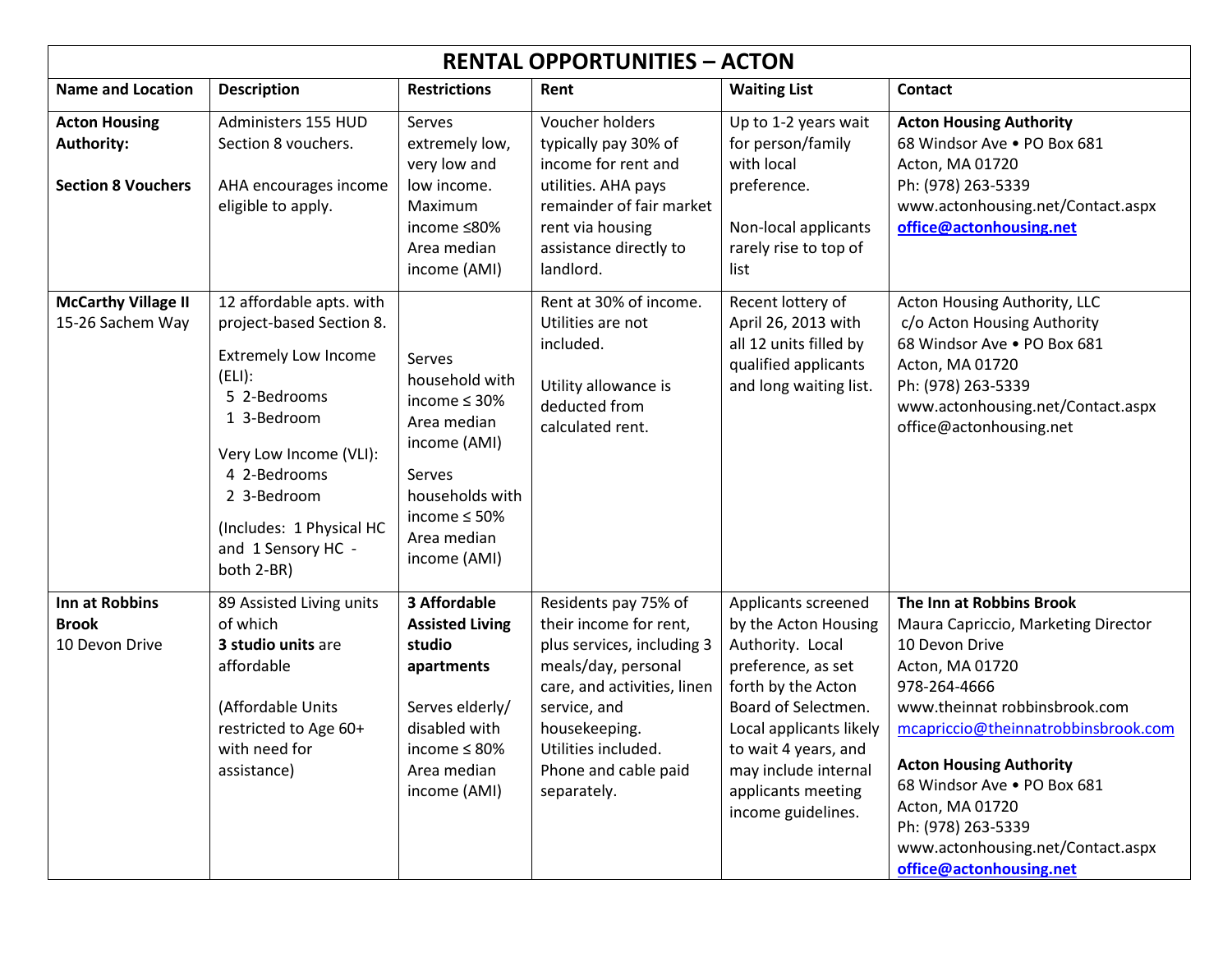| RENTAL OPPORTUNITIES – ACTON | | | | | |
|---|---|---|---|---|---|
| **Name and Location** | **Description** | **Restrictions** | **Rent** | **Waiting List** | **Contact** |
| **Acton Housing Authority:**<br><br>**Section 8 Vouchers** | Administers 155 HUD Section 8 vouchers.<br><br>AHA encourages income eligible to apply. | Serves extremely low, very low and low income. Maximum income ≤80% Area median income (AMI) | Voucher holders typically pay 30% of income for rent and utilities. AHA pays remainder of fair market rent via housing assistance directly to landlord. | Up to 1-2 years wait for person/family with local preference.<br><br>Non-local applicants rarely rise to top of list | **Acton Housing Authority**<br>68 Windsor Ave • PO Box 681<br>Acton, MA 01720<br>Ph: (978) 263-5339<br>www.actonhousing.net/Contact.aspx<br>**office@actonhousing.net** |
| **McCarthy Village II**<br>15-26 Sachem Way | 12 affordable apts. with project-based Section 8.<br><br>Extremely Low Income (ELI):<br>5 2-Bedrooms<br>1 3-Bedroom<br><br>Very Low Income (VLI):<br>4 2-Bedrooms<br>2 3-Bedroom<br><br>(Includes: 1 Physical HC and 1 Sensory HC - both 2-BR) | Serves household with income ≤ 30% Area median income (AMI)<br><br>Serves households with income ≤ 50% Area median income (AMI) | Rent at 30% of income. Utilities are not included.<br><br>Utility allowance is deducted from calculated rent. | Recent lottery of April 26, 2013 with all 12 units filled by qualified applicants and long waiting list. | Acton Housing Authority, LLC<br>c/o Acton Housing Authority<br>68 Windsor Ave • PO Box 681<br>Acton, MA 01720<br>Ph: (978) 263-5339<br>www.actonhousing.net/Contact.aspx<br>office@actonhousing.net |
| **Inn at Robbins Brook**<br>10 Devon Drive | 89 Assisted Living units of which **3 studio units** are affordable<br><br>(Affordable Units restricted to Age 60+ with need for assistance) | **3 Affordable Assisted Living studio apartments**<br><br>Serves elderly/ disabled with income ≤ 80% Area median income (AMI) | Residents pay 75% of their income for rent, plus services, including 3 meals/day, personal care, and activities, linen service, and housekeeping. Utilities included. Phone and cable paid separately. | Applicants screened by the Acton Housing Authority. Local preference, as set forth by the Acton Board of Selectmen. Local applicants likely to wait 4 years, and may include internal applicants meeting income guidelines. | **The Inn at Robbins Brook**<br>Maura Capriccio, Marketing Director<br>10 Devon Drive<br>Acton, MA 01720<br>978-264-4666<br>www.theinnat robbinsbrook.com<br>mcapriccio@theinnatrobbinsbrook.com<br><br>**Acton Housing Authority**<br>68 Windsor Ave • PO Box 681<br>Acton, MA 01720<br>Ph: (978) 263-5339<br>www.actonhousing.net/Contact.aspx<br>**office@actonhousing.net** |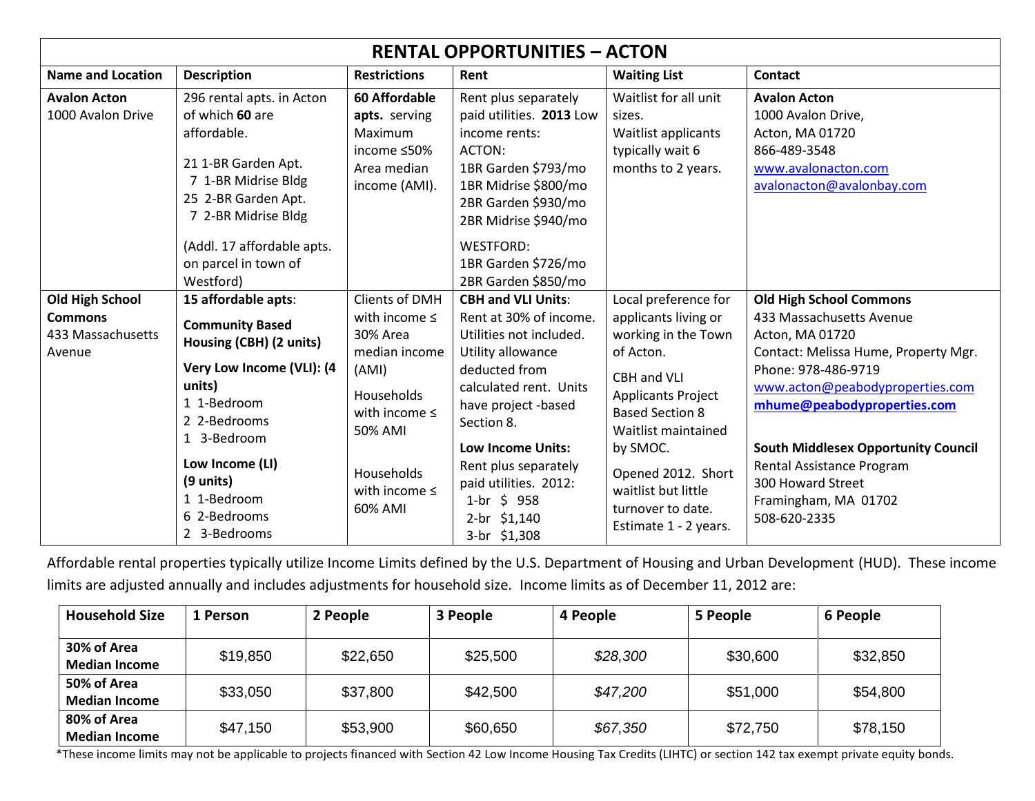## RENTAL OPPORTUNITIES – ACTON

| Name and Location | Description | Restrictions | Rent | Waiting List | Contact |
|---|---|---|---|---|---|
| **Avalon Acton**<br>1000 Avalon Drive | 296 rental apts. in Acton of which **60** are affordable.<br><br>21 1-BR Garden Apt.<br>7 1-BR Midrise Bldg<br>25 2-BR Garden Apt.<br>7 2-BR Midrise Bldg<br><br>(Addl. 17 affordable apts. on parcel in town of Westford) | **60 Affordable apts.** serving Maximum income ≤50% Area median income (AMI). | Rent plus separately paid utilities. **2013** Low income rents:<br>ACTON:<br>1BR Garden $793/mo<br>1BR Midrise $800/mo<br>2BR Garden $930/mo<br>2BR Midrise $940/mo<br><br>WESTFORD:<br>1BR Garden $726/mo<br>2BR Garden $850/mo | Waitlist for all unit sizes.<br>Waitlist applicants typically wait 6 months to 2 years. | **Avalon Acton**<br>1000 Avalon Drive,<br>Acton, MA 01720<br>866-489-3548<br>www.avalonacton.com<br>avalonacton@avalonbay.com |
| **Old High School Commons**<br>433 Massachusetts Avenue | **15 affordable apts**:<br><br>**Community Based Housing (CBH) (2 units)**<br><br>**Very Low Income (VLI): (4 units)**<br>1 1-Bedroom<br>2 2-Bedrooms<br>1 3-Bedroom<br><br>**Low Income (LI) (9 units)**<br>1 1-Bedroom<br>6 2-Bedrooms<br>2 3-Bedrooms | Clients of DMH with income ≤ 30% Area median income (AMI)<br><br>Households with income ≤ 50% AMI<br><br>Households with income ≤ 60% AMI | **CBH and VLI Units**: Rent at 30% of income. Utilities not included. Utility allowance deducted from calculated rent. Units have project -based Section 8.<br><br>**Low Income Units:** Rent plus separately paid utilities. 2012:<br>1-br $ 958<br>2-br $1,140<br>3-br $1,308 | Local preference for applicants living or working in the Town of Acton.<br><br>CBH and VLI Applicants Project Based Section 8 Waitlist maintained by SMOC.<br><br>Opened 2012. Short waitlist but little turnover to date. Estimate 1 - 2 years. | **Old High School Commons**<br>433 Massachusetts Avenue<br>Acton, MA 01720<br>Contact: Melissa Hume, Property Mgr.<br>Phone: 978-486-9719<br>www.acton@peabodyproperties.com<br>**mhume@peabodyproperties.com**<br><br>**South Middlesex Opportunity Council**<br>Rental Assistance Program<br>300 Howard Street<br>Framingham, MA 01702<br>508-620-2335 |

Affordable rental properties typically utilize Income Limits defined by the U.S. Department of Housing and Urban Development (HUD). These income limits are adjusted annually and includes adjustments for household size. Income limits as of December 11, 2012 are:

| Household Size | 1 Person | 2 People | 3 People | 4 People | 5 People | 6 People |
|---|---|---|---|---|---|---|
| **30% of Area Median Income** | $19,850 | $22,650 | $25,500 | *$28,300* | $30,600 | $32,850 |
| **50% of Area Median Income** | $33,050 | $37,800 | $42,500 | *$47,200* | $51,000 | $54,800 |
| **80% of Area Median Income** | $47,150 | $53,900 | $60,650 | *$67,350* | $72,750 | $78,150 |

*These income limits may not be applicable to projects financed with Section 42 Low Income Housing Tax Credits (LIHTC) or section 142 tax exempt private equity bonds.